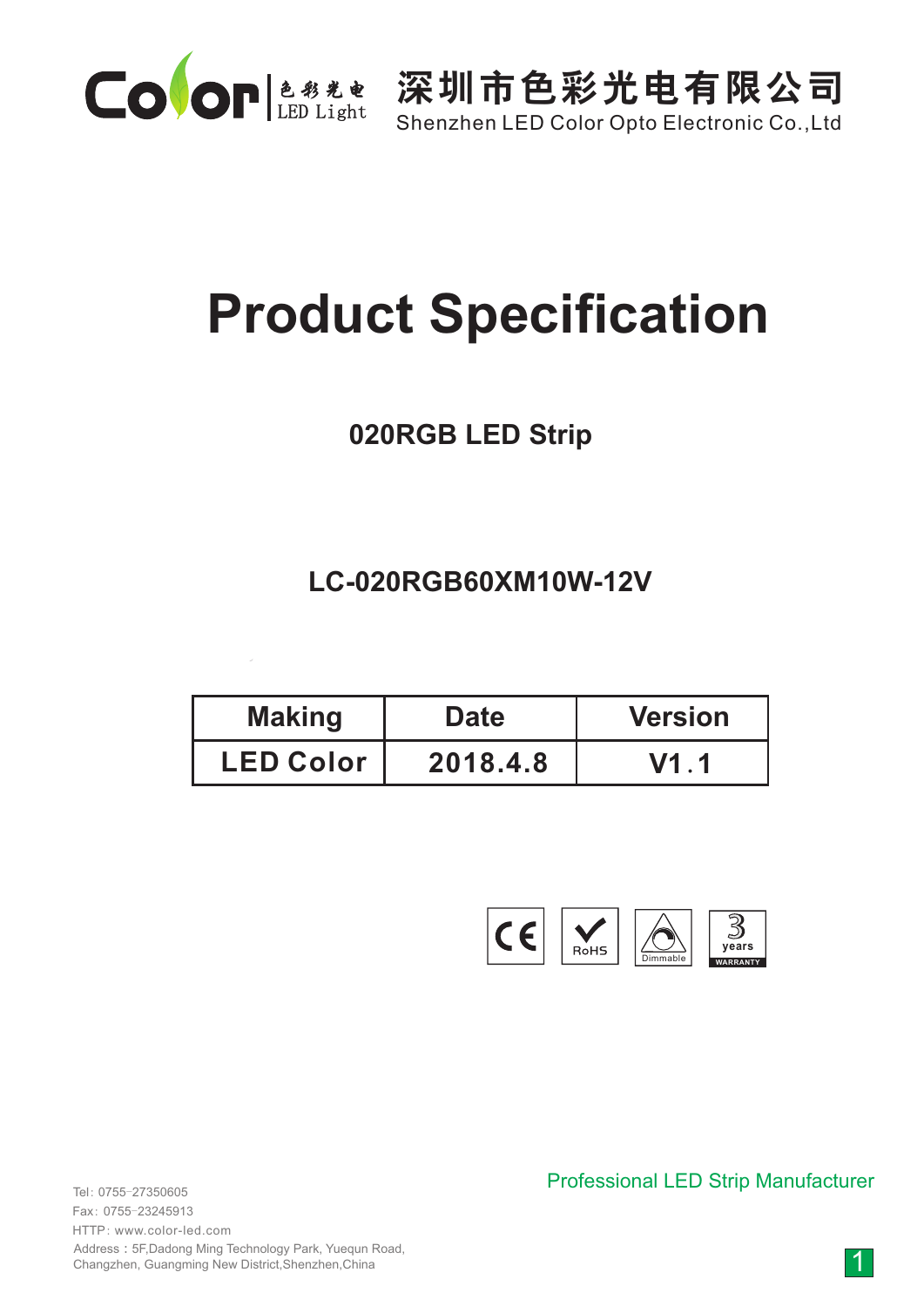色彩光电 LED Light

深圳市色彩光电有限公司

Shenzhen LED Color Opto Electronic Co.,Ltd

# Product Specification

## 020RGB LED Strip

## LC-020RGB60XM10W-12V

| Making | Date | Version |
|---|---|---|
| LED Color | 2018.4.8 | V1.1 |

CE RoHS Dimmable 3 years WARRANTY

Professional LED Strip Manufacturer

Tel: 0755-27350605
Fax: 0755-23245913
HTTP: www.color-led.com
Address：5F,Dadong Ming Technology Park, Yuequn Road, Changzhen, Guangming New District,Shenzhen,China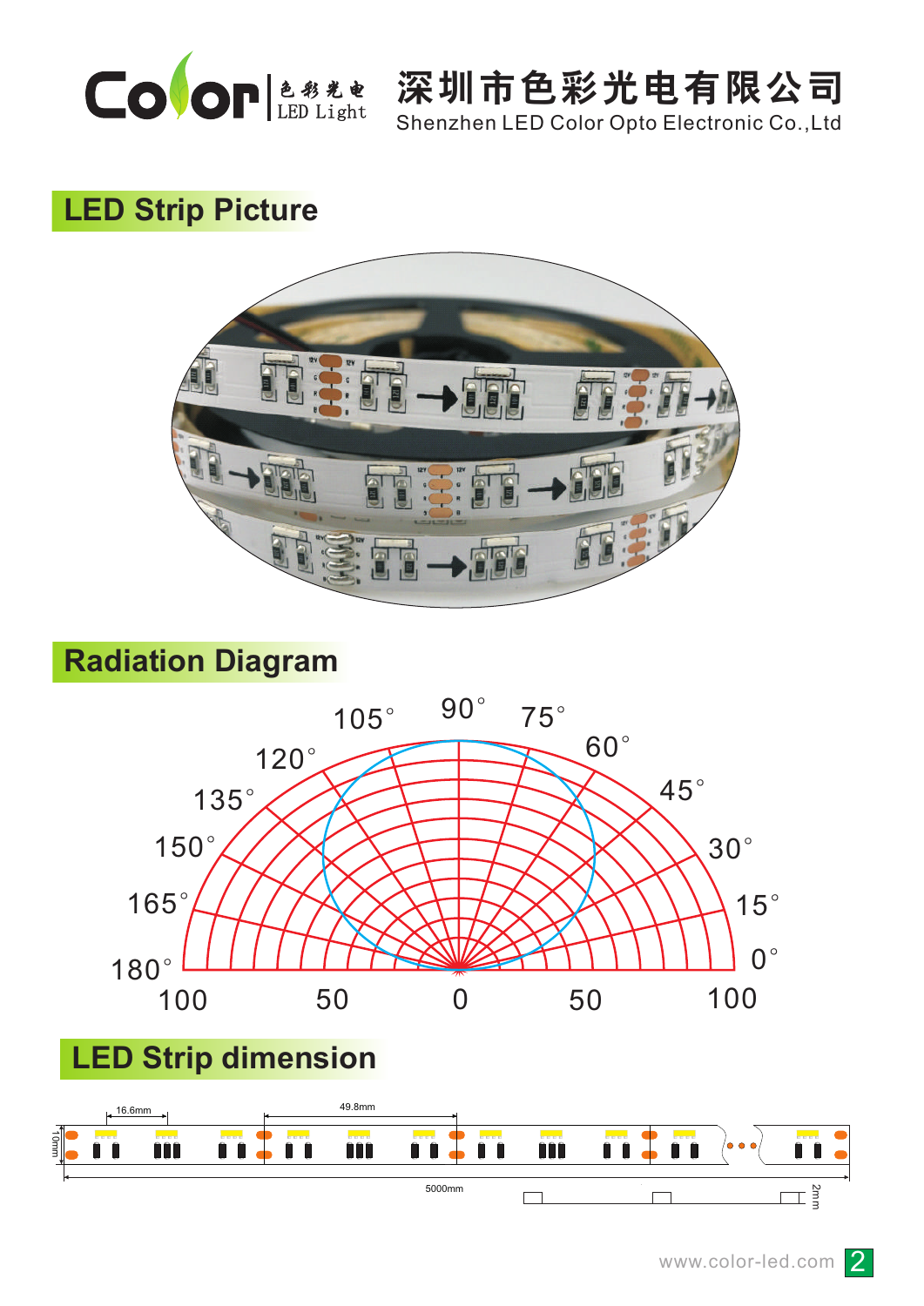## LED Strip Picture

## Radiation Diagram

## LED Strip dimension

16.6mm

49.8mm

10mm

5000mm

2mm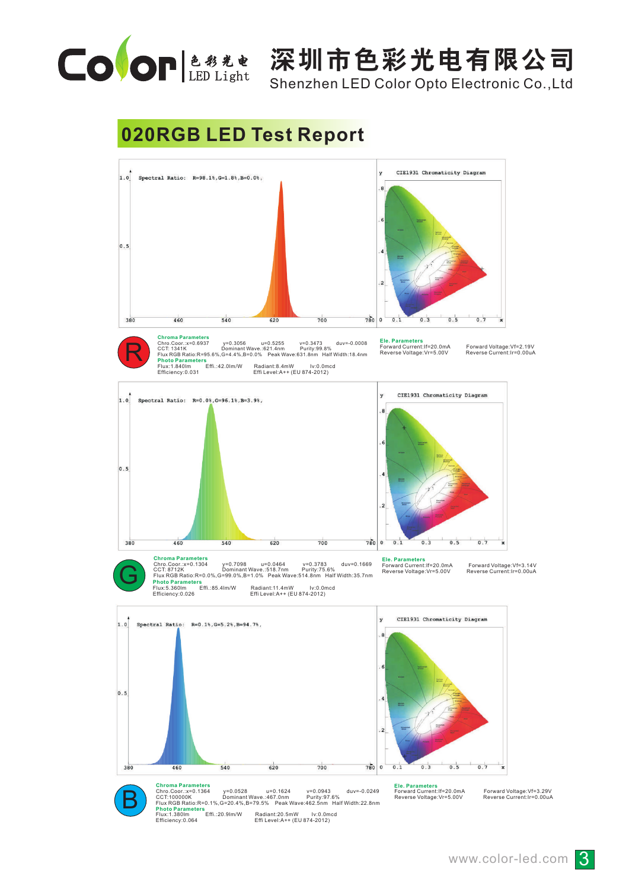Color 色彩光电 LED Light

# 深圳市色彩光电有限公司

Shenzhen LED Color Opto Electronic Co.,Ltd

## 020RGB LED Test Report

Spectral Ratio: R=98.1%,G=1.8%,B=0.0%,

CIE1931 Chromaticity Diagram

**R**

**Chroma Parameters**
Chro.Coor.:x=0.6937 y=0.3056 u=0.5255 v=0.3473 duv=-0.0008
CCT: 1341K Dominant Wave.:621.4nm Purity:99.8%
Flux RGB Ratio:R=95.6%,G=4.4%,B=0.0% Peak Wave:631.8nm Half Width:18.4nm

**Photo Parameters**
Flux:1.840lm Effi.:42.0lm/W Radiant:8.4mW Iv:0.0mcd
Efficiency:0.031 Effi Level:A++ (EU 874-2012)

**Ele. Parameters**
Forward Current:If=20.0mA Forward Voltage:Vf=2.19V
Reverse Voltage:Vr=5.00V Reverse Current:Ir=0.00uA

Spectral Ratio: R=0.0%,G=96.1%,B=3.9%,

CIE1931 Chromaticity Diagram

**G**

**Chroma Parameters**
Chro.Coor.:x=0.1304 y=0.7098 u=0.0464 v=0.3783 duv=0.1669
CCT: 8712K Dominant Wave.:518.7nm Purity:75.6%
Flux RGB Ratio:R=0.0%,G=99.0%,B=1.0% Peak Wave:514.8nm Half Width:35.7nm

**Photo Parameters**
Flux:5.360lm Effi.:85.4lm/W Radiant:11.4mW Iv:0.0mcd
Efficiency:0.026 Effi Level:A++ (EU 874-2012)

**Ele. Parameters**
Forward Current:If=20.0mA Forward Voltage:Vf=3.14V
Reverse Voltage:Vr=5.00V Reverse Current:Ir=0.00uA

Spectral Ratio: R=0.1%,G=5.2%,B=94.7%,

CIE1931 Chromaticity Diagram

**B**

**Chroma Parameters**
Chro.Coor.:x=0.1364 y=0.0528 u=0.1624 v=0.0943 duv=-0.0249
CCT:100000K Dominant Wave.:467.0nm Purity:97.6%
Flux RGB Ratio:R=0.1%,G=20.4%,B=79.5% Peak Wave:462.5nm Half Width:22.8nm

**Photo Parameters**
Flux:1.380lm Effi.:20.9lm/W Radiant:20.5mW Iv:0.0mcd
Efficiency:0.064 Effi Level:A++ (EU 874-2012)

**Ele. Parameters**
Forward Current:If=20.0mA Forward Voltage:Vf=3.29V
Reverse Voltage:Vr=5.00V Reverse Current:Ir=0.00uA

www.color-led.com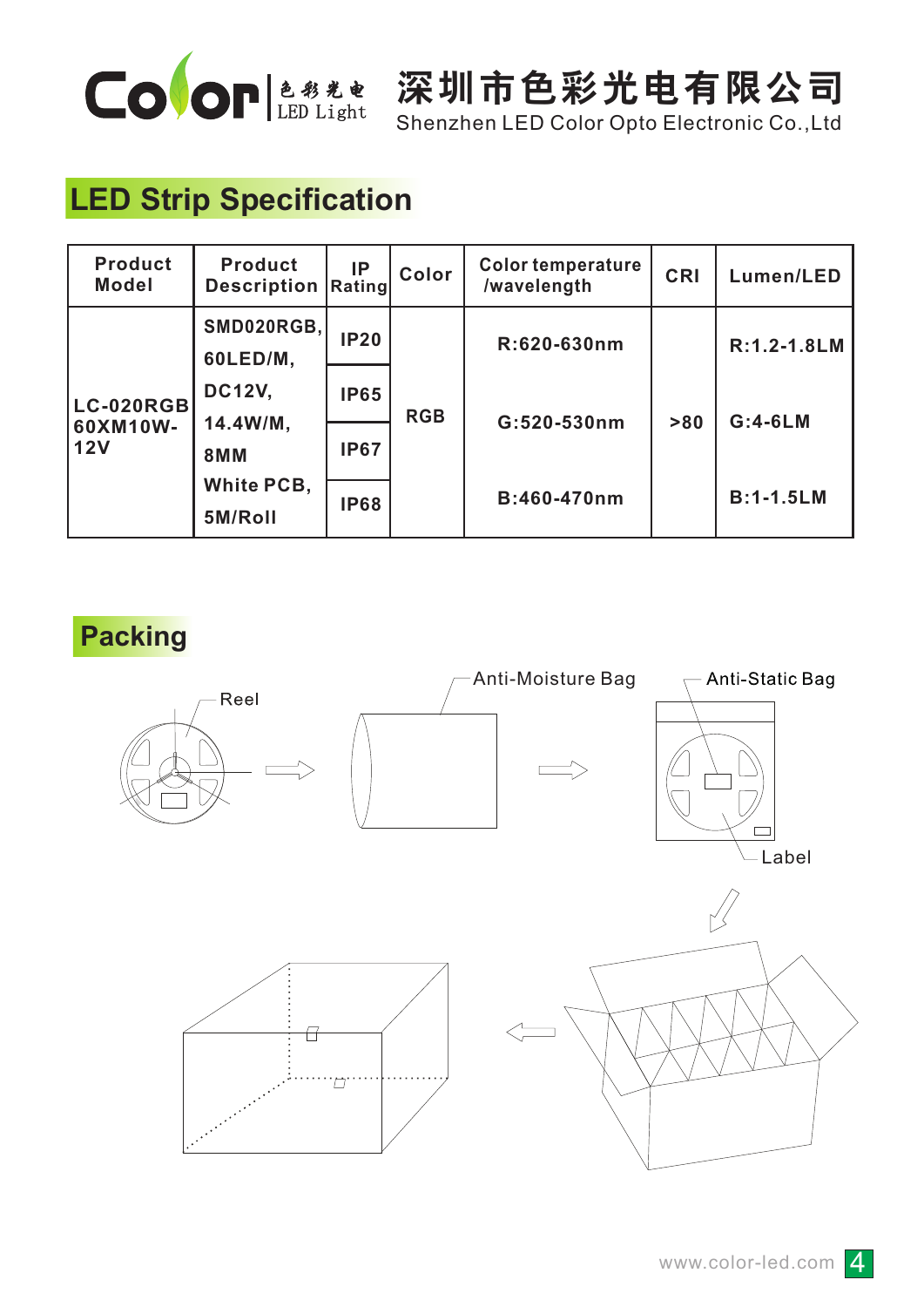深圳市色彩光电有限公司
Shenzhen LED Color Opto Electronic Co.,Ltd

## LED Strip Specification

| Product Model | Product Description | IP Rating | Color | Color temperature /wavelength | CRI | Lumen/LED |
|---|---|---|---|---|---|---|
| LC-020RGB 60XM10W-12V | SMD020RGB, 60LED/M, DC12V, 14.4W/M, 8MM White PCB, 5M/Roll | IP20 | RGB | R:620-630nm | >80 | R:1.2-1.8LM |
| | | IP65 | | G:520-530nm | | G:4-6LM |
| | | IP67 | | B:460-470nm | | B:1-1.5LM |
| | | IP68 | | | | |

## Packing

Reel

Anti-Moisture Bag

Anti-Static Bag

Label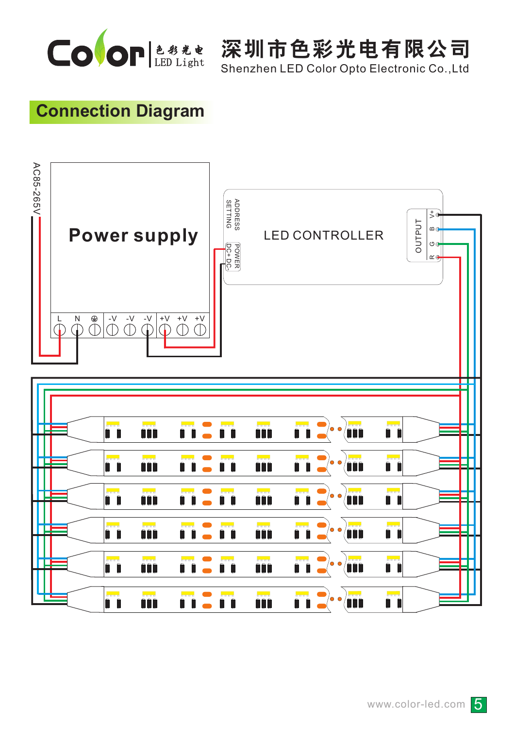Color 色彩光电 LED Light

深圳市色彩光电有限公司
Shenzhen LED Color Opto Electronic Co.,Ltd

## Connection Diagram

AC85-265V

Power supply

L N ⏚ -V -V -V +V +V +V

ADDRESS SETTING

POWER DC+ DC-

LED CONTROLLER

OUTPUT

V+ B G R

www.color-led.com